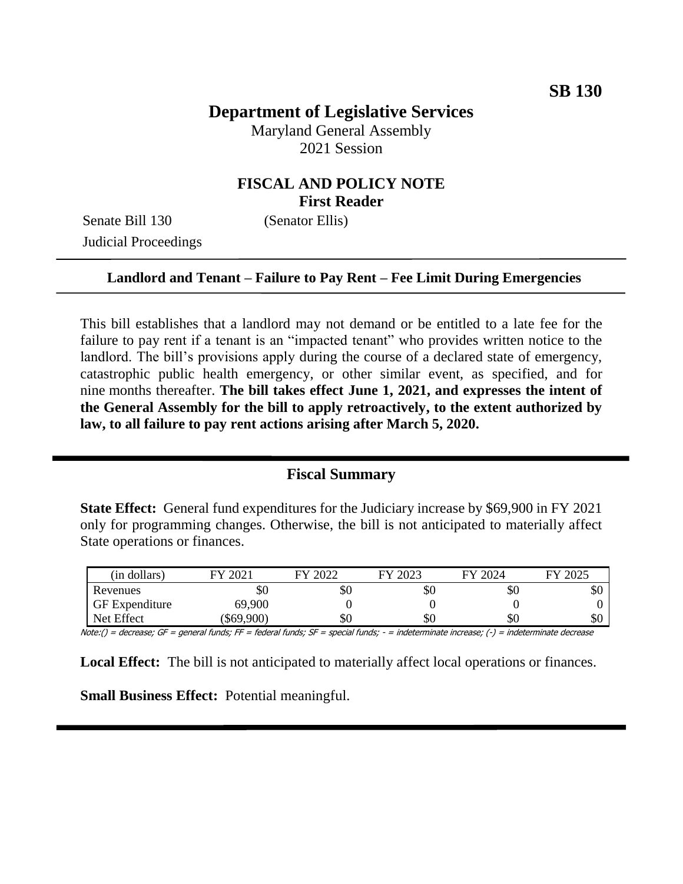**SB 130**

# Department of Legislative Services

Maryland General Assembly
2021 Session

## FISCAL AND POLICY NOTE
**First Reader**

Senate Bill 130 (Senator Ellis)
Judicial Proceedings

---

**Landlord and Tenant – Failure to Pay Rent – Fee Limit During Emergencies**

---

This bill establishes that a landlord may not demand or be entitled to a late fee for the failure to pay rent if a tenant is an "impacted tenant" who provides written notice to the landlord. The bill's provisions apply during the course of a declared state of emergency, catastrophic public health emergency, or other similar event, as specified, and for nine months thereafter. **The bill takes effect June 1, 2021, and expresses the intent of the General Assembly for the bill to apply retroactively, to the extent authorized by law, to all failure to pay rent actions arising after March 5, 2020.**

---

## Fiscal Summary

**State Effect:** General fund expenditures for the Judiciary increase by $69,900 in FY 2021 only for programming changes. Otherwise, the bill is not anticipated to materially affect State operations or finances.

| (in dollars) | FY 2021 | FY 2022 | FY 2023 | FY 2024 | FY 2025 |
|---|---|---|---|---|---|
| Revenues | $0 | $0 | $0 | $0 | $0 |
| GF Expenditure | 69,900 | 0 | 0 | 0 | 0 |
| Net Effect | ($69,900) | $0 | $0 | $0 | $0 |

Note:() = decrease; GF = general funds; FF = federal funds; SF = special funds; - = indeterminate increase; (-) = indeterminate decrease

**Local Effect:** The bill is not anticipated to materially affect local operations or finances.

**Small Business Effect:** Potential meaningful.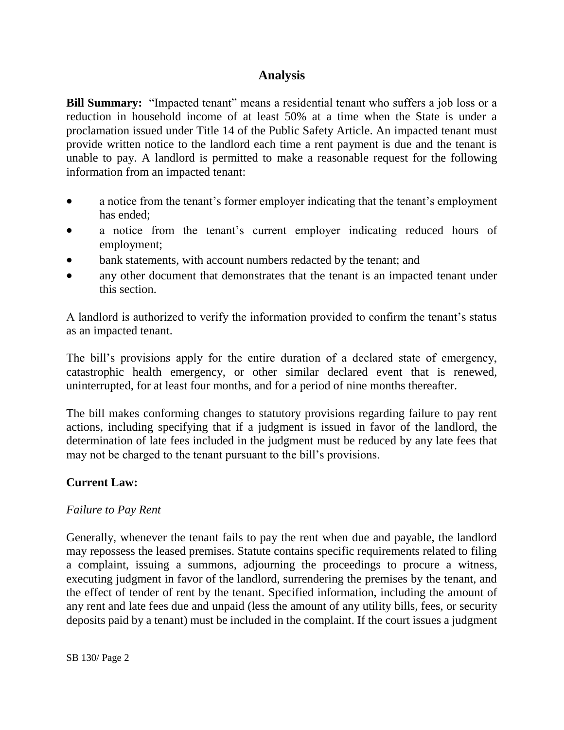## Analysis

**Bill Summary:** "Impacted tenant" means a residential tenant who suffers a job loss or a reduction in household income of at least 50% at a time when the State is under a proclamation issued under Title 14 of the Public Safety Article. An impacted tenant must provide written notice to the landlord each time a rent payment is due and the tenant is unable to pay. A landlord is permitted to make a reasonable request for the following information from an impacted tenant:

- a notice from the tenant's former employer indicating that the tenant's employment has ended;
- a notice from the tenant's current employer indicating reduced hours of employment;
- bank statements, with account numbers redacted by the tenant; and
- any other document that demonstrates that the tenant is an impacted tenant under this section.

A landlord is authorized to verify the information provided to confirm the tenant's status as an impacted tenant.

The bill's provisions apply for the entire duration of a declared state of emergency, catastrophic health emergency, or other similar declared event that is renewed, uninterrupted, for at least four months, and for a period of nine months thereafter.

The bill makes conforming changes to statutory provisions regarding failure to pay rent actions, including specifying that if a judgment is issued in favor of the landlord, the determination of late fees included in the judgment must be reduced by any late fees that may not be charged to the tenant pursuant to the bill's provisions.

**Current Law:**

*Failure to Pay Rent*

Generally, whenever the tenant fails to pay the rent when due and payable, the landlord may repossess the leased premises. Statute contains specific requirements related to filing a complaint, issuing a summons, adjourning the proceedings to procure a witness, executing judgment in favor of the landlord, surrendering the premises by the tenant, and the effect of tender of rent by the tenant. Specified information, including the amount of any rent and late fees due and unpaid (less the amount of any utility bills, fees, or security deposits paid by a tenant) must be included in the complaint. If the court issues a judgment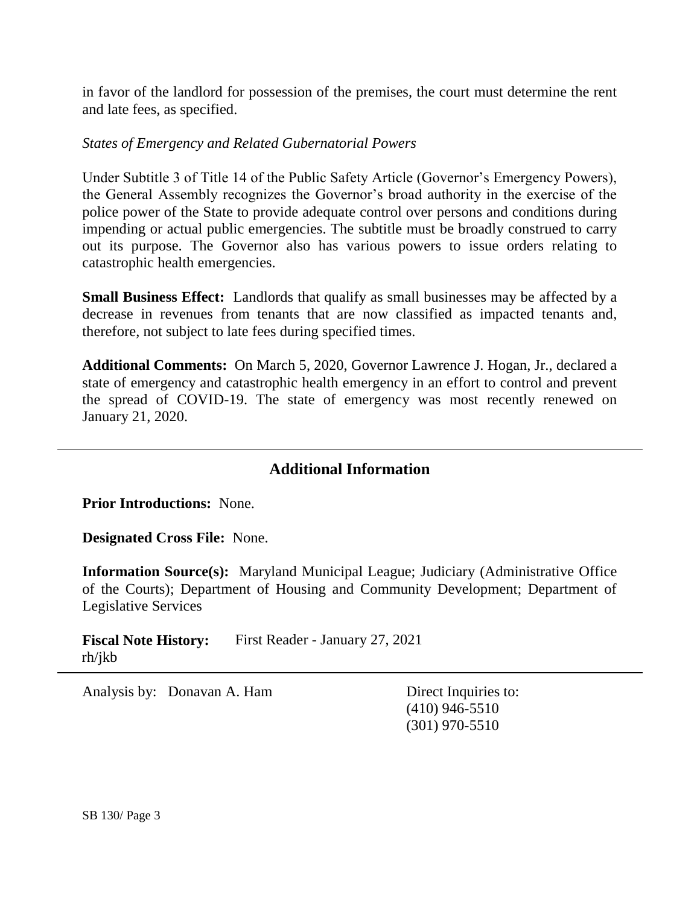in favor of the landlord for possession of the premises, the court must determine the rent and late fees, as specified.

*States of Emergency and Related Gubernatorial Powers*

Under Subtitle 3 of Title 14 of the Public Safety Article (Governor's Emergency Powers), the General Assembly recognizes the Governor's broad authority in the exercise of the police power of the State to provide adequate control over persons and conditions during impending or actual public emergencies. The subtitle must be broadly construed to carry out its purpose. The Governor also has various powers to issue orders relating to catastrophic health emergencies.

**Small Business Effect:** Landlords that qualify as small businesses may be affected by a decrease in revenues from tenants that are now classified as impacted tenants and, therefore, not subject to late fees during specified times.

**Additional Comments:** On March 5, 2020, Governor Lawrence J. Hogan, Jr., declared a state of emergency and catastrophic health emergency in an effort to control and prevent the spread of COVID-19. The state of emergency was most recently renewed on January 21, 2020.

## Additional Information

**Prior Introductions:** None.

**Designated Cross File:** None.

**Information Source(s):** Maryland Municipal League; Judiciary (Administrative Office of the Courts); Department of Housing and Community Development; Department of Legislative Services

**Fiscal Note History:** First Reader - January 27, 2021
rh/jkb

Analysis by: Donavan A. Ham

Direct Inquiries to:
(410) 946-5510
(301) 970-5510